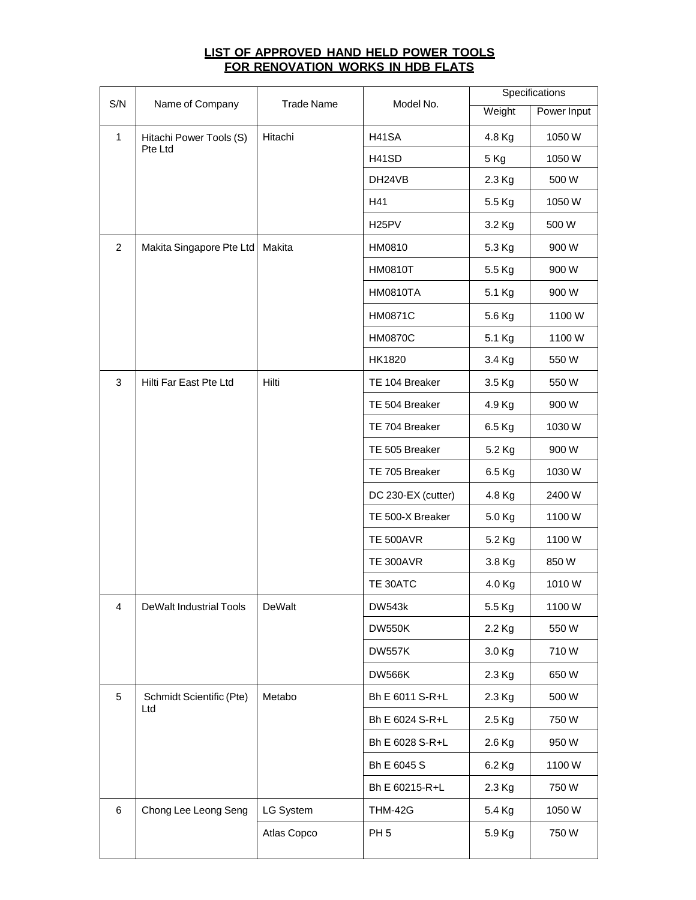**LIST OF APPROVED HAND HELD POWER TOOLS**
**FOR RENOVATION WORKS IN HDB FLATS**

| S/N | Name of Company | Trade Name | Model No. | Specifications | |
|---|---|---|---|---|---|
| | | | | Weight | Power Input |
| 1 | Hitachi Power Tools (S) Pte Ltd | Hitachi | H41SA | 4.8 Kg | 1050 W |
| | | | H41SD | 5 Kg | 1050 W |
| | | | DH24VB | 2.3 Kg | 500 W |
| | | | H41 | 5.5 Kg | 1050 W |
| | | | H25PV | 3.2 Kg | 500 W |
| 2 | Makita Singapore Pte Ltd | Makita | HM0810 | 5.3 Kg | 900 W |
| | | | HM0810T | 5.5 Kg | 900 W |
| | | | HM0810TA | 5.1 Kg | 900 W |
| | | | HM0871C | 5.6 Kg | 1100 W |
| | | | HM0870C | 5.1 Kg | 1100 W |
| | | | HK1820 | 3.4 Kg | 550 W |
| 3 | Hilti Far East Pte Ltd | Hilti | TE 104 Breaker | 3.5 Kg | 550 W |
| | | | TE 504 Breaker | 4.9 Kg | 900 W |
| | | | TE 704 Breaker | 6.5 Kg | 1030 W |
| | | | TE 505 Breaker | 5.2 Kg | 900 W |
| | | | TE 705 Breaker | 6.5 Kg | 1030 W |
| | | | DC 230-EX (cutter) | 4.8 Kg | 2400 W |
| | | | TE 500-X Breaker | 5.0 Kg | 1100 W |
| | | | TE 500AVR | 5.2 Kg | 1100 W |
| | | | TE 300AVR | 3.8 Kg | 850 W |
| | | | TE 30ATC | 4.0 Kg | 1010 W |
| 4 | DeWalt Industrial Tools | DeWalt | DW543k | 5.5 Kg | 1100 W |
| | | | DW550K | 2.2 Kg | 550 W |
| | | | DW557K | 3.0 Kg | 710 W |
| | | | DW566K | 2.3 Kg | 650 W |
| 5 | Schmidt Scientific (Pte) Ltd | Metabo | Bh E 6011 S-R+L | 2.3 Kg | 500 W |
| | | | Bh E 6024 S-R+L | 2.5 Kg | 750 W |
| | | | Bh E 6028 S-R+L | 2.6 Kg | 950 W |
| | | | Bh E 6045 S | 6.2 Kg | 1100 W |
| | | | Bh E 60215-R+L | 2.3 Kg | 750 W |
| 6 | Chong Lee Leong Seng | LG System | THM-42G | 5.4 Kg | 1050 W |
| | | Atlas Copco | PH 5 | 5.9 Kg | 750 W |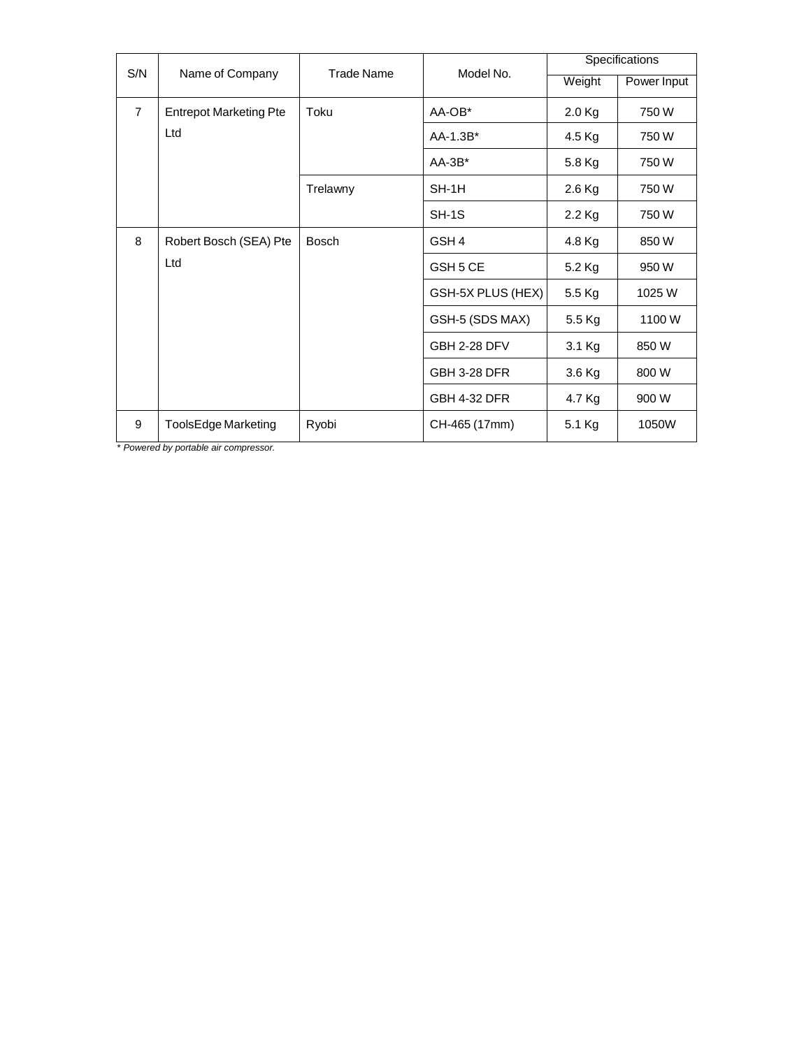| S/N | Name of Company | Trade Name | Model No. | Specifications | |
|---|---|---|---|---|---|
| | | | | Weight | Power Input |
| 7 | Entrepot Marketing Pte Ltd | Toku | AA-OB* | 2.0 Kg | 750 W |
| | | | AA-1.3B* | 4.5 Kg | 750 W |
| | | | AA-3B* | 5.8 Kg | 750 W |
| | | Trelawny | SH-1H | 2.6 Kg | 750 W |
| | | | SH-1S | 2.2 Kg | 750 W |
| 8 | Robert Bosch (SEA) Pte Ltd | Bosch | GSH 4 | 4.8 Kg | 850 W |
| | | | GSH 5 CE | 5.2 Kg | 950 W |
| | | | GSH-5X PLUS (HEX) | 5.5 Kg | 1025 W |
| | | | GSH-5 (SDS MAX) | 5.5 Kg | 1100 W |
| | | | GBH 2-28 DFV | 3.1 Kg | 850 W |
| | | | GBH 3-28 DFR | 3.6 Kg | 800 W |
| | | | GBH 4-32 DFR | 4.7 Kg | 900 W |
| 9 | ToolsEdge Marketing | Ryobi | CH-465 (17mm) | 5.1 Kg | 1050W |

*\* Powered by portable air compressor.*